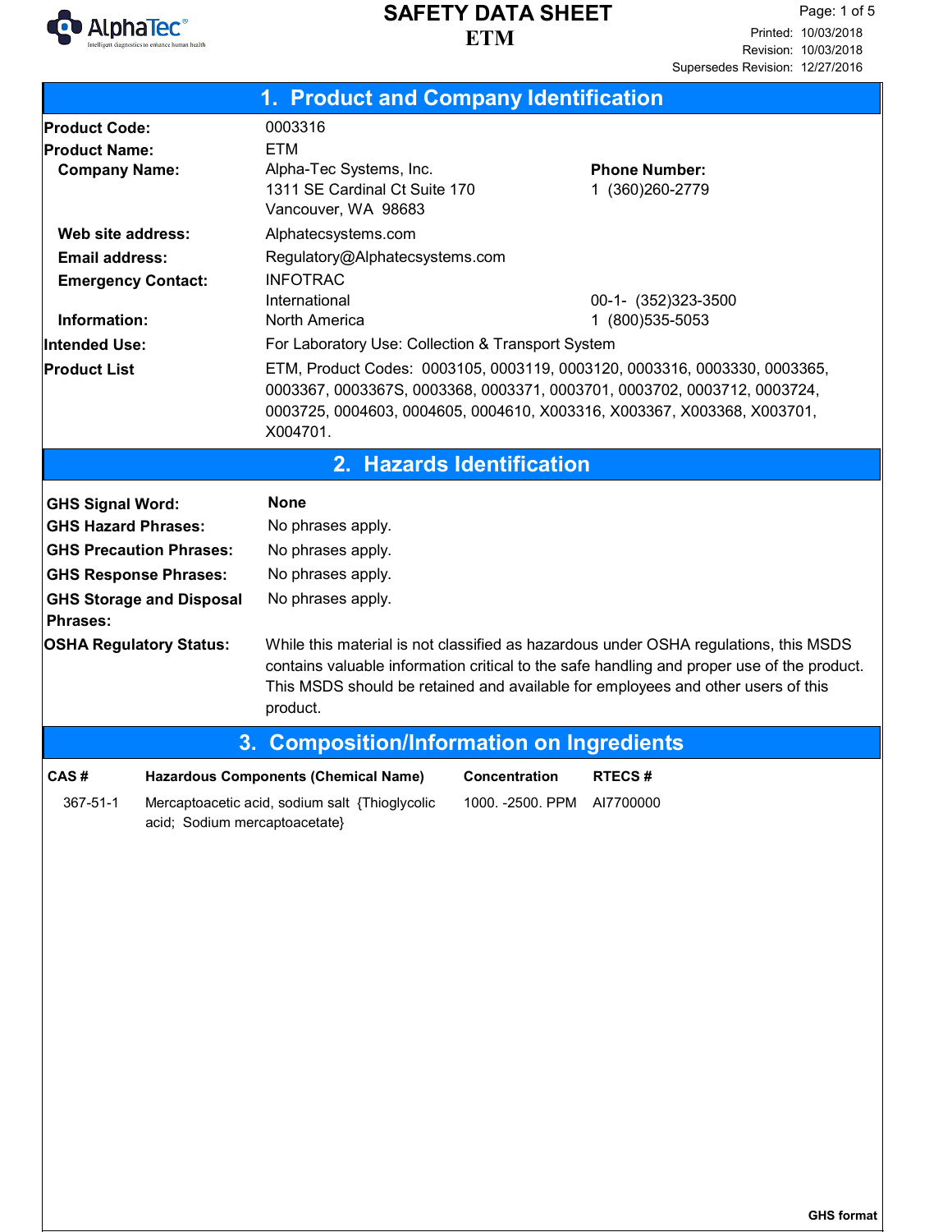# SAFETY DATA SHEET

## ETM

Printed: 10/03/2018
Revision: 10/03/2018
Supersedes Revision: 12/27/2016

## 1. Product and Company Identification

| | | |
|---|---|---|
| **Product Code:** | 0003316 | |
| **Product Name:** | ETM | |
| **Company Name:** | Alpha-Tec Systems, Inc.<br>1311 SE Cardinal Ct Suite 170<br>Vancouver, WA 98683 | **Phone Number:**<br>1 (360)260-2779 |
| **Web site address:** | Alphatecsystems.com | |
| **Email address:** | Regulatory@Alphatecsystems.com | |
| **Emergency Contact:** | INFOTRAC<br>International | 00-1- (352)323-3500 |
| **Information:** | North America | 1 (800)535-5053 |
| **Intended Use:** | For Laboratory Use: Collection & Transport System | |
| **Product List** | ETM, Product Codes: 0003105, 0003119, 0003120, 0003316, 0003330, 0003365, 0003367, 0003367S, 0003368, 0003371, 0003701, 0003702, 0003712, 0003724, 0003725, 0004603, 0004605, 0004610, X003316, X003367, X003368, X003701, X004701. | |

## 2. Hazards Identification

| | |
|---|---|
| **GHS Signal Word:** | **None** |
| **GHS Hazard Phrases:** | No phrases apply. |
| **GHS Precaution Phrases:** | No phrases apply. |
| **GHS Response Phrases:** | No phrases apply. |
| **GHS Storage and Disposal Phrases:** | No phrases apply. |
| **OSHA Regulatory Status:** | While this material is not classified as hazardous under OSHA regulations, this MSDS contains valuable information critical to the safe handling and proper use of the product. This MSDS should be retained and available for employees and other users of this product. |

## 3. Composition/Information on Ingredients

| CAS # | Hazardous Components (Chemical Name) | Concentration | RTECS # |
|---|---|---|---|
| 367-51-1 | Mercaptoacetic acid, sodium salt {Thioglycolic acid; Sodium mercaptoacetate} | 1000. -2500. PPM | AI7700000 |

GHS format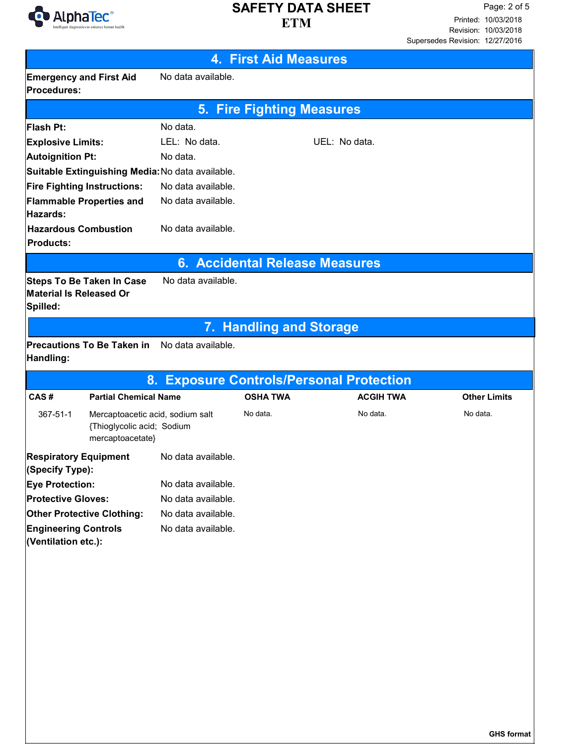## 4. First Aid Measures

**Emergency and First Aid Procedures:** No data available.

## 5. Fire Fighting Measures

**Flash Pt:** No data.

**Explosive Limits:** LEL: No data. UEL: No data.

**Autoignition Pt:** No data.

**Suitable Extinguishing Media:** No data available.

**Fire Fighting Instructions:** No data available.

**Flammable Properties and Hazards:** No data available.

**Hazardous Combustion Products:** No data available.

## 6. Accidental Release Measures

**Steps To Be Taken In Case Material Is Released Or Spilled:** No data available.

## 7. Handling and Storage

**Precautions To Be Taken in Handling:** No data available.

## 8. Exposure Controls/Personal Protection

| CAS # | Partial Chemical Name | OSHA TWA | ACGIH TWA | Other Limits |
|---|---|---|---|---|
| 367-51-1 | Mercaptoacetic acid, sodium salt {Thioglycolic acid; Sodium mercaptoacetate} | No data. | No data. | No data. |

**Respiratory Equipment (Specify Type):** No data available.

**Eye Protection:** No data available.

**Protective Gloves:** No data available.

**Other Protective Clothing:** No data available.

**Engineering Controls (Ventilation etc.):** No data available.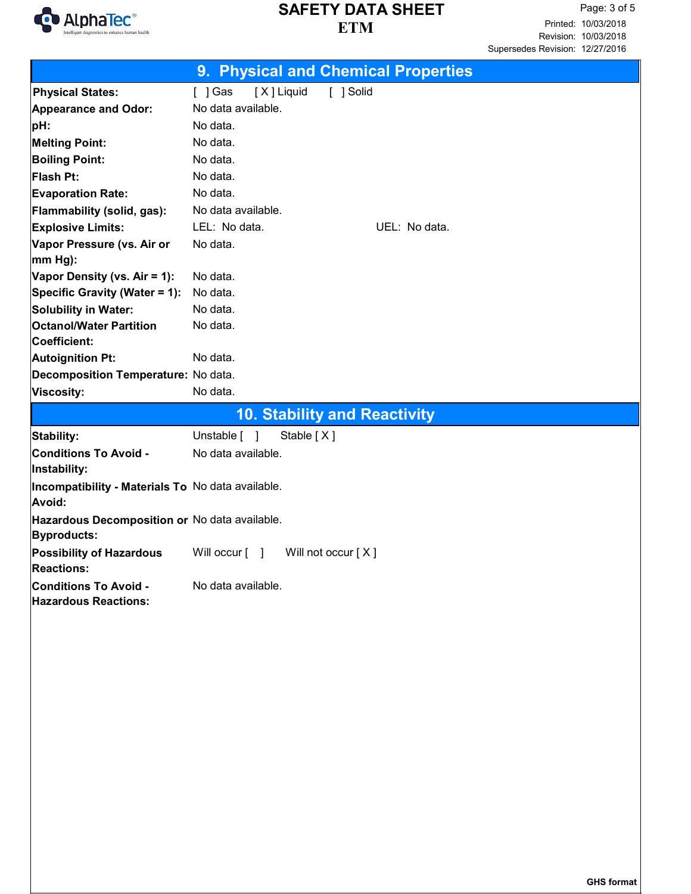## 9. Physical and Chemical Properties

| | |
|---|---|
| **Physical States:** | [ ] Gas [ X ] Liquid [ ] Solid |
| **Appearance and Odor:** | No data available. |
| **pH:** | No data. |
| **Melting Point:** | No data. |
| **Boiling Point:** | No data. |
| **Flash Pt:** | No data. |
| **Evaporation Rate:** | No data. |
| **Flammability (solid, gas):** | No data available. |
| **Explosive Limits:** | LEL: No data. UEL: No data. |
| **Vapor Pressure (vs. Air or mm Hg):** | No data. |
| **Vapor Density (vs. Air = 1):** | No data. |
| **Specific Gravity (Water = 1):** | No data. |
| **Solubility in Water:** | No data. |
| **Octanol/Water Partition Coefficient:** | No data. |
| **Autoignition Pt:** | No data. |
| **Decomposition Temperature:** | No data. |
| **Viscosity:** | No data. |

## 10. Stability and Reactivity

| | |
|---|---|
| **Stability:** | Unstable [ ] Stable [ X ] |
| **Conditions To Avoid - Instability:** | No data available. |
| **Incompatibility - Materials To Avoid:** | No data available. |
| **Hazardous Decomposition or Byproducts:** | No data available. |
| **Possibility of Hazardous Reactions:** | Will occur [ ] Will not occur [ X ] |
| **Conditions To Avoid - Hazardous Reactions:** | No data available. |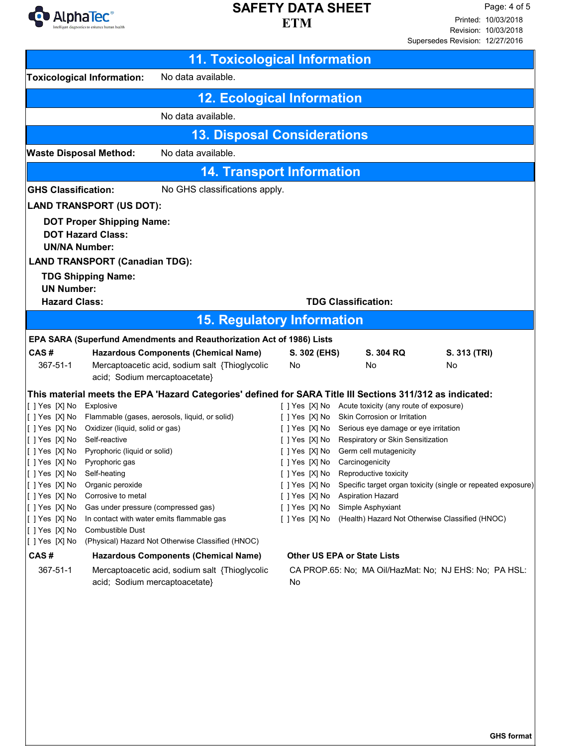## 11. Toxicological Information

**Toxicological Information:** No data available.

## 12. Ecological Information

No data available.

## 13. Disposal Considerations

**Waste Disposal Method:** No data available.

## 14. Transport Information

**GHS Classification:** No GHS classifications apply.

**LAND TRANSPORT (US DOT):**

**DOT Proper Shipping Name:**
**DOT Hazard Class:**
**UN/NA Number:**

**LAND TRANSPORT (Canadian TDG):**

**TDG Shipping Name:**
**UN Number:**
**Hazard Class:** **TDG Classification:**

## 15. Regulatory Information

**EPA SARA (Superfund Amendments and Reauthorization Act of 1986) Lists**

| CAS # | Hazardous Components (Chemical Name) | S. 302 (EHS) | S. 304 RQ | S. 313 (TRI) |
|---|---|---|---|---|
| 367-51-1 | Mercaptoacetic acid, sodium salt {Thioglycolic acid; Sodium mercaptoacetate} | No | No | No |

**This material meets the EPA 'Hazard Categories' defined for SARA Title III Sections 311/312 as indicated:**

[ ] Yes [X] No Explosive
[ ] Yes [X] No Flammable (gases, aerosols, liquid, or solid)
[ ] Yes [X] No Oxidizer (liquid, solid or gas)
[ ] Yes [X] No Self-reactive
[ ] Yes [X] No Pyrophoric (liquid or solid)
[ ] Yes [X] No Pyrophoric gas
[ ] Yes [X] No Self-heating
[ ] Yes [X] No Organic peroxide
[ ] Yes [X] No Corrosive to metal
[ ] Yes [X] No Gas under pressure (compressed gas)
[ ] Yes [X] No In contact with water emits flammable gas
[ ] Yes [X] No Combustible Dust
[ ] Yes [X] No (Physical) Hazard Not Otherwise Classified (HNOC)
[ ] Yes [X] No Acute toxicity (any route of exposure)
[ ] Yes [X] No Skin Corrosion or Irritation
[ ] Yes [X] No Serious eye damage or eye irritation
[ ] Yes [X] No Respiratory or Skin Sensitization
[ ] Yes [X] No Germ cell mutagenicity
[ ] Yes [X] No Carcinogenicity
[ ] Yes [X] No Reproductive toxicity
[ ] Yes [X] No Specific target organ toxicity (single or repeated exposure)
[ ] Yes [X] No Aspiration Hazard
[ ] Yes [X] No Simple Asphyxiant
[ ] Yes [X] No (Health) Hazard Not Otherwise Classified (HNOC)

| CAS # | Hazardous Components (Chemical Name) | Other US EPA or State Lists |
|---|---|---|
| 367-51-1 | Mercaptoacetic acid, sodium salt {Thioglycolic acid; Sodium mercaptoacetate} | CA PROP.65: No; MA Oil/HazMat: No; NJ EHS: No; PA HSL: No |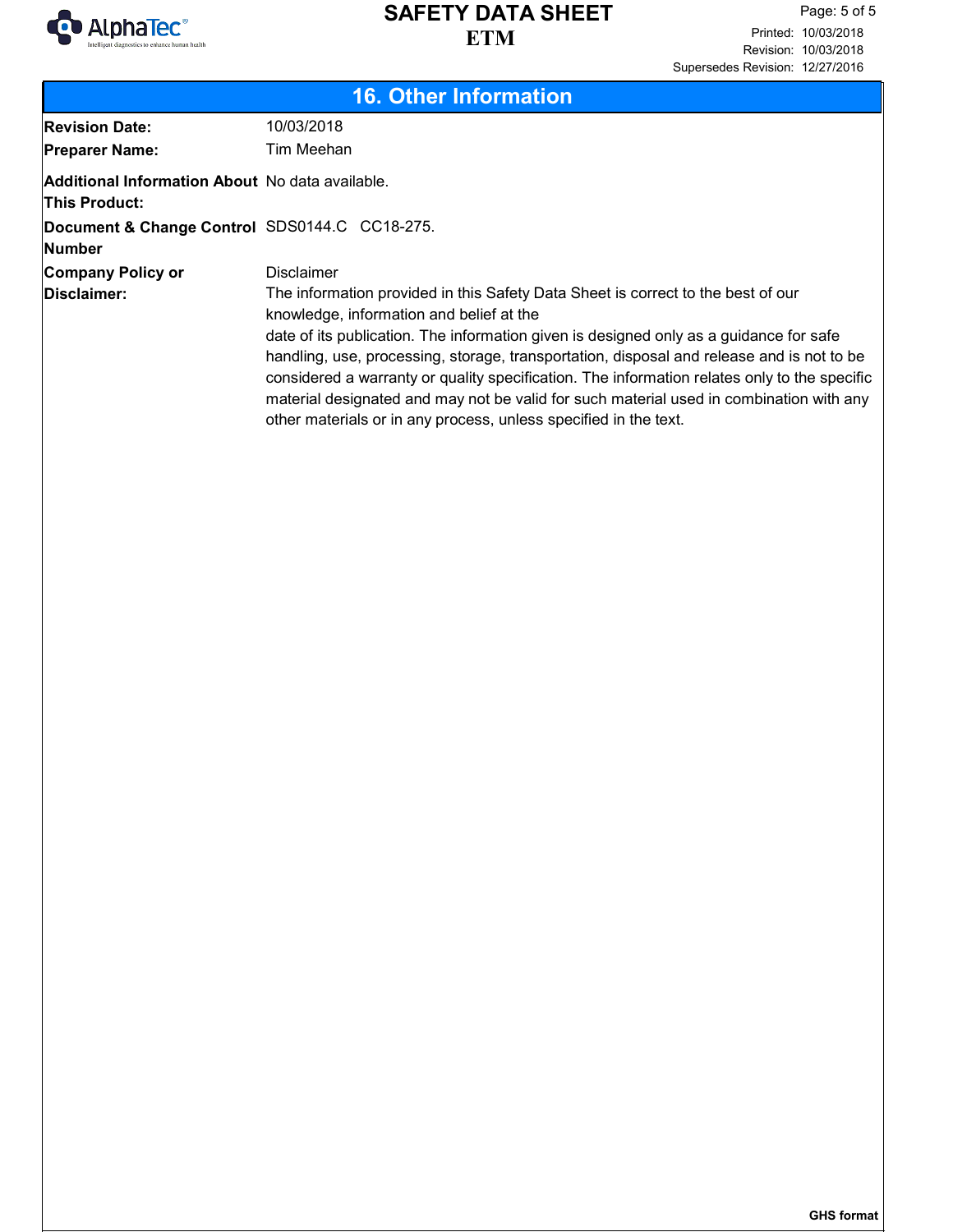## 16. Other Information

| | |
|---|---|
| **Revision Date:** | 10/03/2018 |
| **Preparer Name:** | Tim Meehan |
| **Additional Information About This Product:** | No data available. |
| **Document & Change Control Number** | SDS0144.C CC18-275. |
| **Company Policy or Disclaimer:** | Disclaimer<br>The information provided in this Safety Data Sheet is correct to the best of our knowledge, information and belief at the date of its publication. The information given is designed only as a guidance for safe handling, use, processing, storage, transportation, disposal and release and is not to be considered a warranty or quality specification. The information relates only to the specific material designated and may not be valid for such material used in combination with any other materials or in any process, unless specified in the text. |